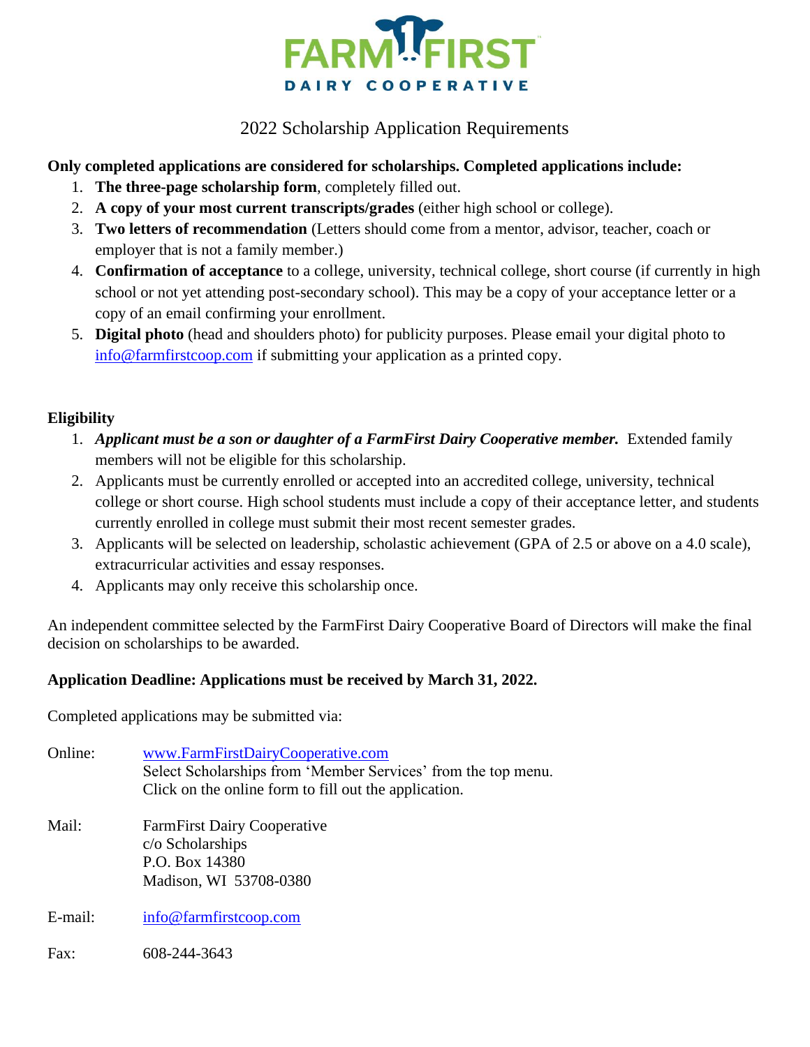FARM FIRST DAIRY COOPERATIVE

# 2022 Scholarship Application Requirements

**Only completed applications are considered for scholarships. Completed applications include:**

1. **The three-page scholarship form**, completely filled out.
2. **A copy of your most current transcripts/grades** (either high school or college).
3. **Two letters of recommendation** (Letters should come from a mentor, advisor, teacher, coach or employer that is not a family member.)
4. **Confirmation of acceptance** to a college, university, technical college, short course (if currently in high school or not yet attending post-secondary school). This may be a copy of your acceptance letter or a copy of an email confirming your enrollment.
5. **Digital photo** (head and shoulders photo) for publicity purposes. Please email your digital photo to info@farmfirstcoop.com if submitting your application as a printed copy.

## Eligibility

1. ***Applicant must be a son or daughter of a FarmFirst Dairy Cooperative member.*** Extended family members will not be eligible for this scholarship.
2. Applicants must be currently enrolled or accepted into an accredited college, university, technical college or short course. High school students must include a copy of their acceptance letter, and students currently enrolled in college must submit their most recent semester grades.
3. Applicants will be selected on leadership, scholastic achievement (GPA of 2.5 or above on a 4.0 scale), extracurricular activities and essay responses.
4. Applicants may only receive this scholarship once.

An independent committee selected by the FarmFirst Dairy Cooperative Board of Directors will make the final decision on scholarships to be awarded.

**Application Deadline: Applications must be received by March 31, 2022.**

Completed applications may be submitted via:

Online: www.FarmFirstDairyCooperative.com
Select Scholarships from 'Member Services' from the top menu.
Click on the online form to fill out the application.

Mail: FarmFirst Dairy Cooperative
c/o Scholarships
P.O. Box 14380
Madison, WI 53708-0380

E-mail: info@farmfirstcoop.com

Fax: 608-244-3643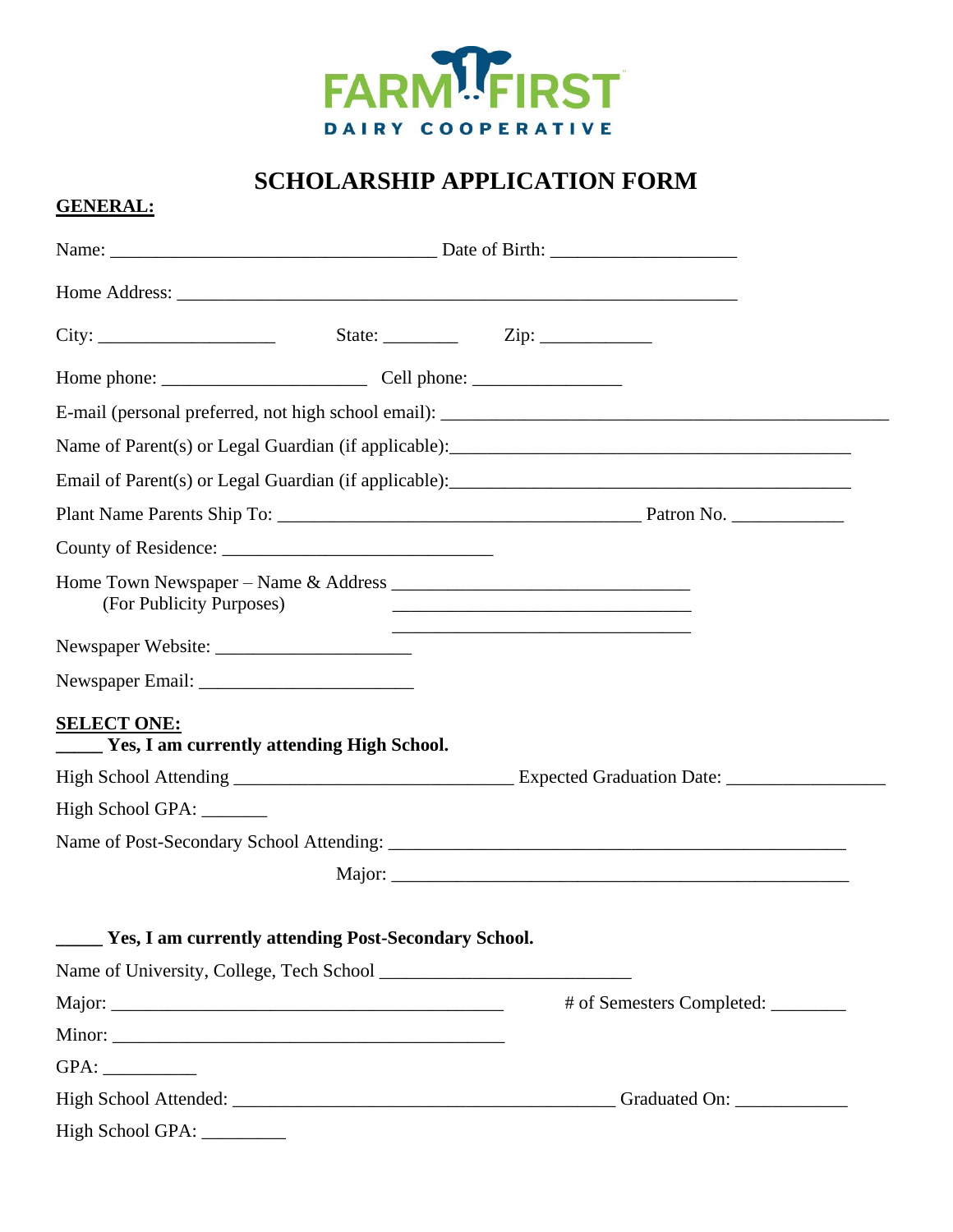FARM FIRST
DAIRY COOPERATIVE

# SCHOLARSHIP APPLICATION FORM

**GENERAL:**

Name: ___________________________________ Date of Birth: ____________________

Home Address: ____________________________________________________________

City: ___________________  State: ________  Zip: ____________

Home phone: ______________________ Cell phone: ________________

E-mail (personal preferred, not high school email): ________________________________________________

Name of Parent(s) or Legal Guardian (if applicable):____________________________________________

Email of Parent(s) or Legal Guardian (if applicable):____________________________________________

Plant Name Parents Ship To: ________________________________________ Patron No. ____________

County of Residence: ______________________________

Home Town Newspaper – Name & Address ________________________________
(For Publicity Purposes)
________________________________
________________________________

Newspaper Website: _____________________

Newspaper Email: _______________________

**SELECT ONE:**

**_____ Yes, I am currently attending High School.**

High School Attending ______________________________ Expected Graduation Date: _________________

High School GPA: _______

Name of Post-Secondary School Attending: ___________________________________________________

Major: ___________________________________________________

**_____ Yes, I am currently attending Post-Secondary School.**

Name of University, College, Tech School ___________________________

Major: ___________________________________________  # of Semesters Completed: ________

Minor: __________________________________________

GPA: __________

High School Attended: __________________________________________ Graduated On: ____________

High School GPA: _________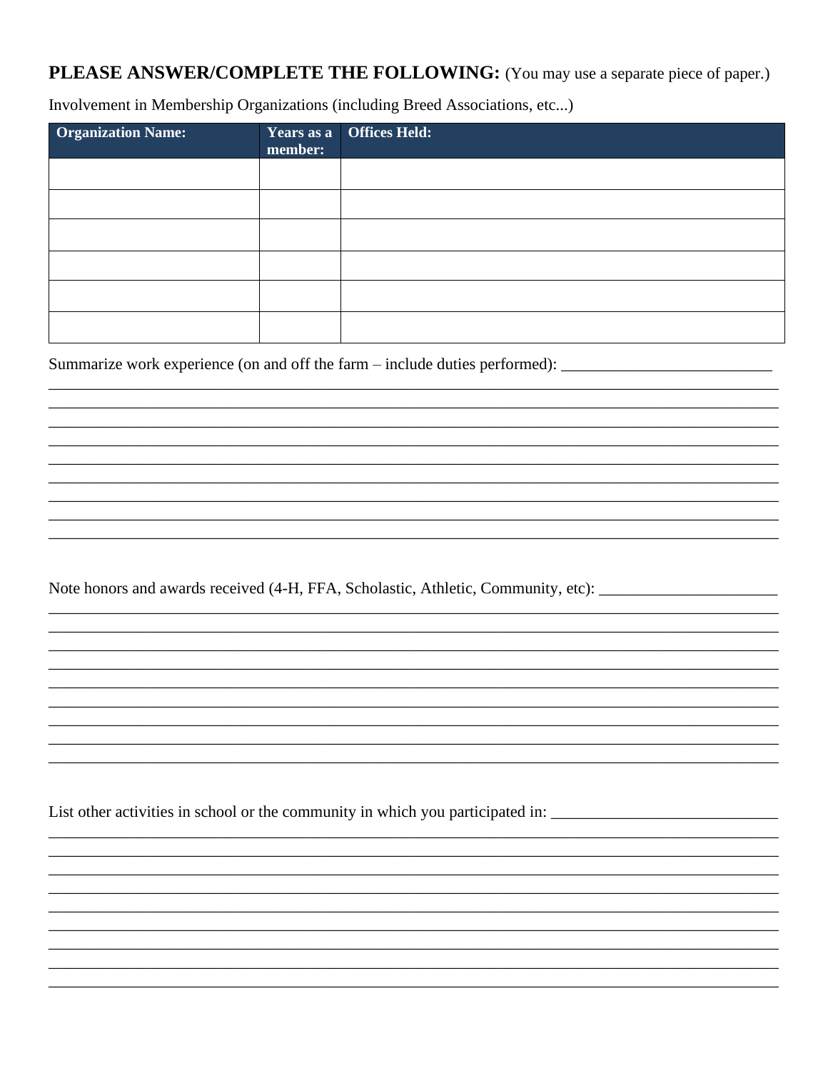**PLEASE ANSWER/COMPLETE THE FOLLOWING:** (You may use a separate piece of paper.)

Involvement in Membership Organizations (including Breed Associations, etc...)

| Organization Name: | Years as a member: | Offices Held: |
| --- | --- | --- |
| | | |
| | | |
| | | |
| | | |
| | | |
| | | |

Summarize work experience (on and off the farm – include duties performed): ___________________________

_____________________________________________________________________________________________
_____________________________________________________________________________________________
_____________________________________________________________________________________________
_____________________________________________________________________________________________
_____________________________________________________________________________________________
_____________________________________________________________________________________________
_____________________________________________________________________________________________
_____________________________________________________________________________________________
_____________________________________________________________________________________________

Note honors and awards received (4-H, FFA, Scholastic, Athletic, Community, etc): _______________________

_____________________________________________________________________________________________
_____________________________________________________________________________________________
_____________________________________________________________________________________________
_____________________________________________________________________________________________
_____________________________________________________________________________________________
_____________________________________________________________________________________________
_____________________________________________________________________________________________
_____________________________________________________________________________________________
_____________________________________________________________________________________________

List other activities in school or the community in which you participated in: _____________________________

_____________________________________________________________________________________________
_____________________________________________________________________________________________
_____________________________________________________________________________________________
_____________________________________________________________________________________________
_____________________________________________________________________________________________
_____________________________________________________________________________________________
_____________________________________________________________________________________________
_____________________________________________________________________________________________
_____________________________________________________________________________________________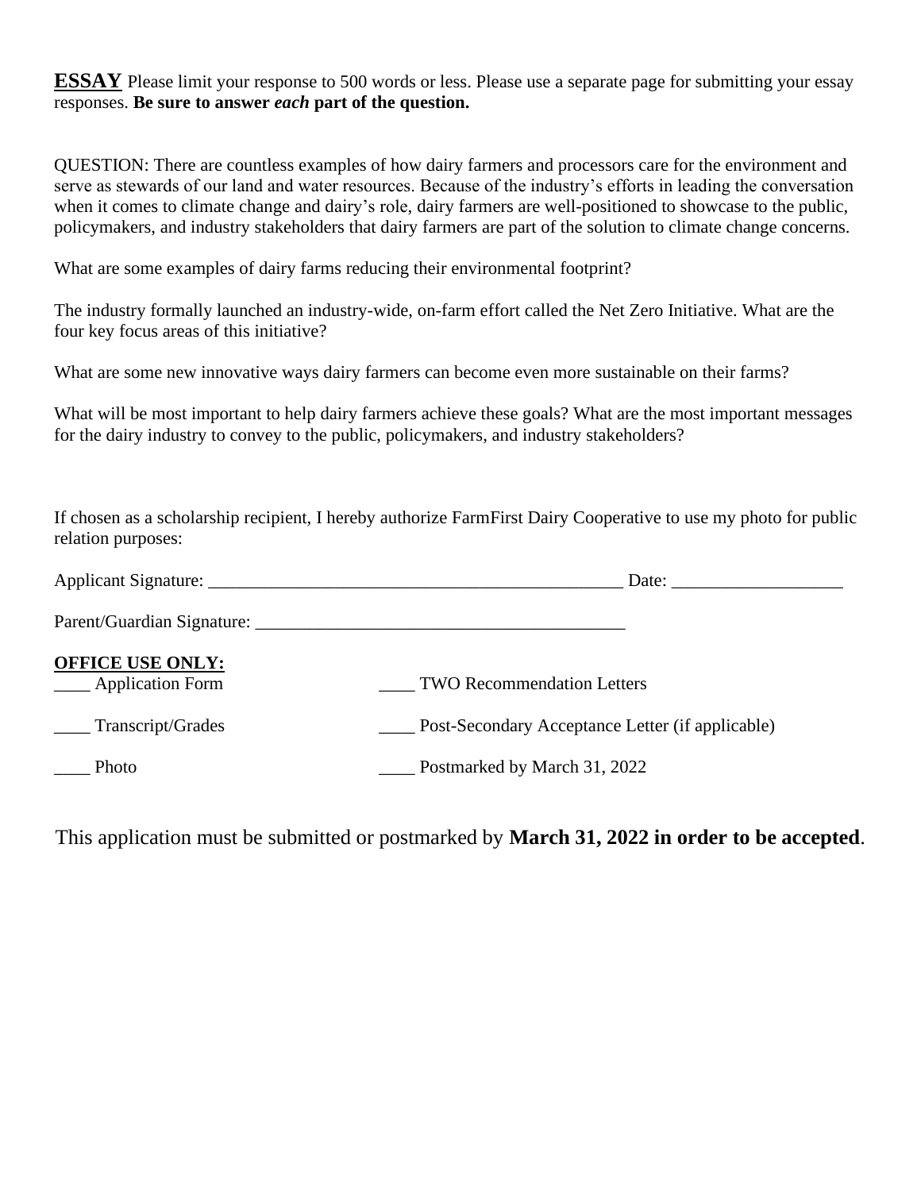**ESSAY** Please limit your response to 500 words or less. Please use a separate page for submitting your essay responses. **Be sure to answer *each* part of the question.**

QUESTION: There are countless examples of how dairy farmers and processors care for the environment and serve as stewards of our land and water resources. Because of the industry's efforts in leading the conversation when it comes to climate change and dairy's role, dairy farmers are well-positioned to showcase to the public, policymakers, and industry stakeholders that dairy farmers are part of the solution to climate change concerns.

What are some examples of dairy farms reducing their environmental footprint?

The industry formally launched an industry-wide, on-farm effort called the Net Zero Initiative. What are the four key focus areas of this initiative?

What are some new innovative ways dairy farmers can become even more sustainable on their farms?

What will be most important to help dairy farmers achieve these goals? What are the most important messages for the dairy industry to convey to the public, policymakers, and industry stakeholders?

If chosen as a scholarship recipient, I hereby authorize FarmFirst Dairy Cooperative to use my photo for public relation purposes:

Applicant Signature: _______________________________________________ Date: ___________________

Parent/Guardian Signature: _________________________________________

**OFFICE USE ONLY:**

____ Application Form

____ TWO Recommendation Letters

____ Transcript/Grades

____ Post-Secondary Acceptance Letter (if applicable)

____ Photo

____ Postmarked by March 31, 2022

This application must be submitted or postmarked by **March 31, 2022 in order to be accepted**.